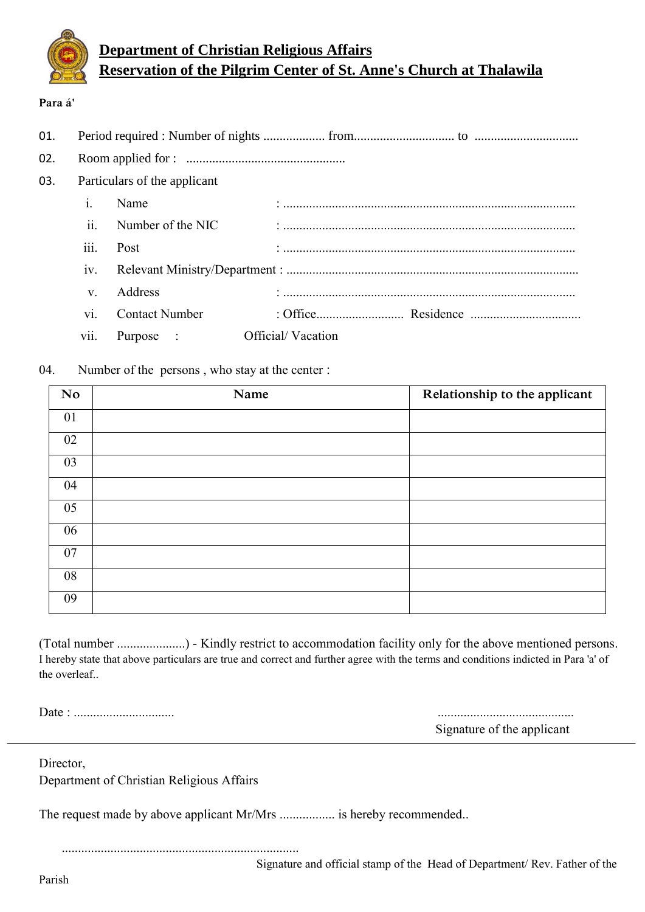# Department of Christian Religious Affairs

## Reservation of the Pilgrim Center of St. Anne's Church at Thalawila

**Para á'**

01. Period required : Number of nights ................... from............................... to ................................

02. Room applied for : .................................................

03. Particulars of the applicant

    i. Name : .........................................................................................

    ii. Number of the NIC : .........................................................................................

    iii. Post : .........................................................................................

    iv. Relevant Ministry/Department : .........................................................................................

    v. Address : .........................................................................................

    vi. Contact Number : Office........................... Residence ..................................

    vii. Purpose : Official/ Vacation

04. Number of the persons , who stay at the center :

| No | Name | Relationship to the applicant |
|---|---|---|
| 01 | | |
| 02 | | |
| 03 | | |
| 04 | | |
| 05 | | |
| 06 | | |
| 07 | | |
| 08 | | |
| 09 | | |

(Total number .....................) - Kindly restrict to accommodation facility only for the above mentioned persons.
I hereby state that above particulars are true and correct and further agree with the terms and conditions indicted in Para 'a' of the overleaf..

Date : ...............................

..........................................
Signature of the applicant

---

Director,
Department of Christian Religious Affairs

The request made by above applicant Mr/Mrs ................. is hereby recommended..

.........................................................................
Signature and official stamp of the Head of Department/ Rev. Father of the Parish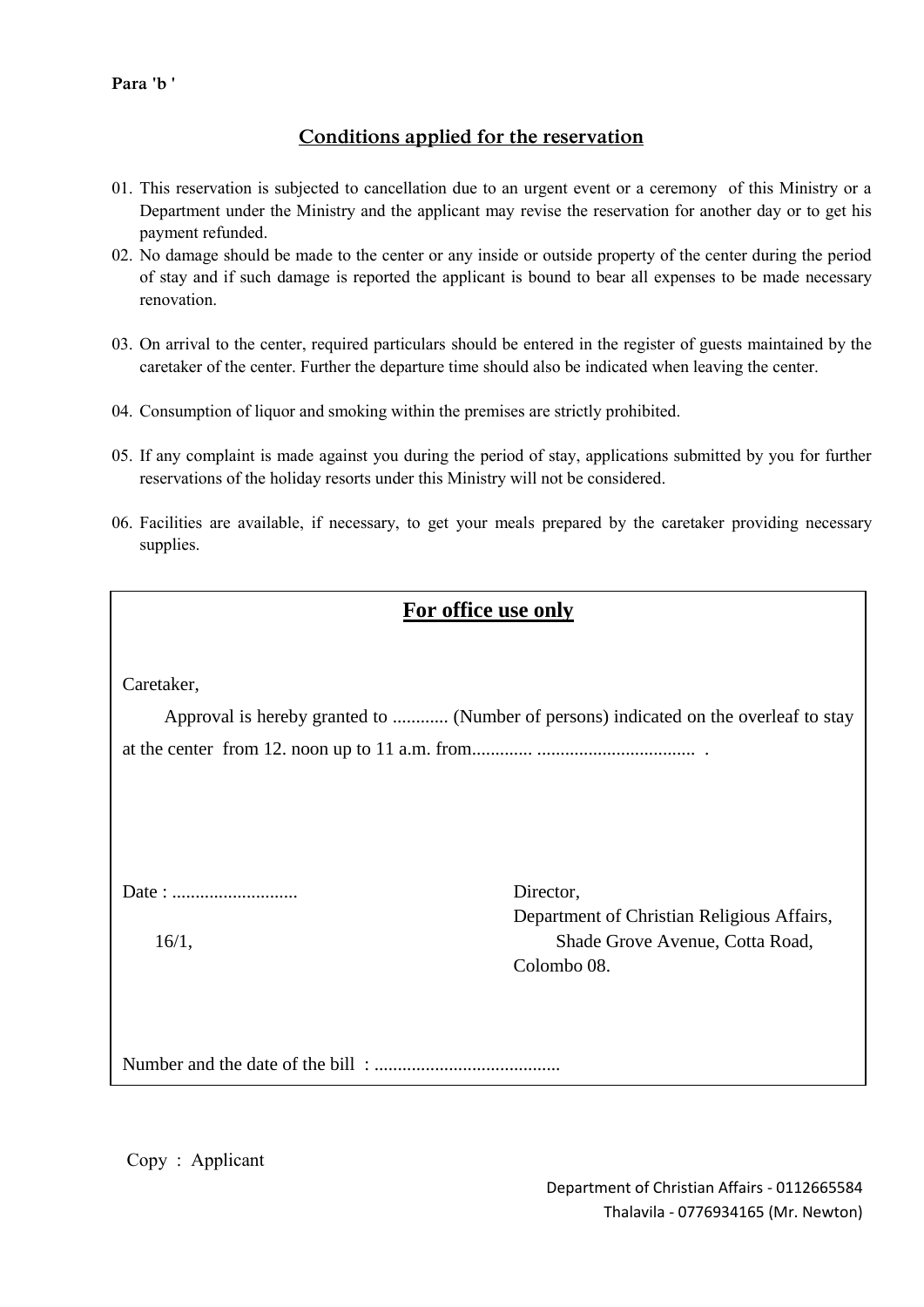**Para 'b '**

## Conditions applied for the reservation

01. This reservation is subjected to cancellation due to an urgent event or a ceremony of this Ministry or a Department under the Ministry and the applicant may revise the reservation for another day or to get his payment refunded.
02. No damage should be made to the center or any inside or outside property of the center during the period of stay and if such damage is reported the applicant is bound to bear all expenses to be made necessary renovation.
03. On arrival to the center, required particulars should be entered in the register of guests maintained by the caretaker of the center. Further the departure time should also be indicated when leaving the center.
04. Consumption of liquor and smoking within the premises are strictly prohibited.
05. If any complaint is made against you during the period of stay, applications submitted by you for further reservations of the holiday resorts under this Ministry will not be considered.
06. Facilities are available, if necessary, to get your meals prepared by the caretaker providing necessary supplies.

---

### **For office use only**

Caretaker,

Approval is hereby granted to ............ (Number of persons) indicated on the overleaf to stay at the center from 12. noon up to 11 a.m. from............. .................................. .

Date : ...........................

Director,
Department of Christian Religious Affairs,
16/1, Shade Grove Avenue, Cotta Road,
Colombo 08.

Number and the date of the bill : ........................................

---

Copy : Applicant

Department of Christian Affairs - 0112665584
Thalavila - 0776934165 (Mr. Newton)